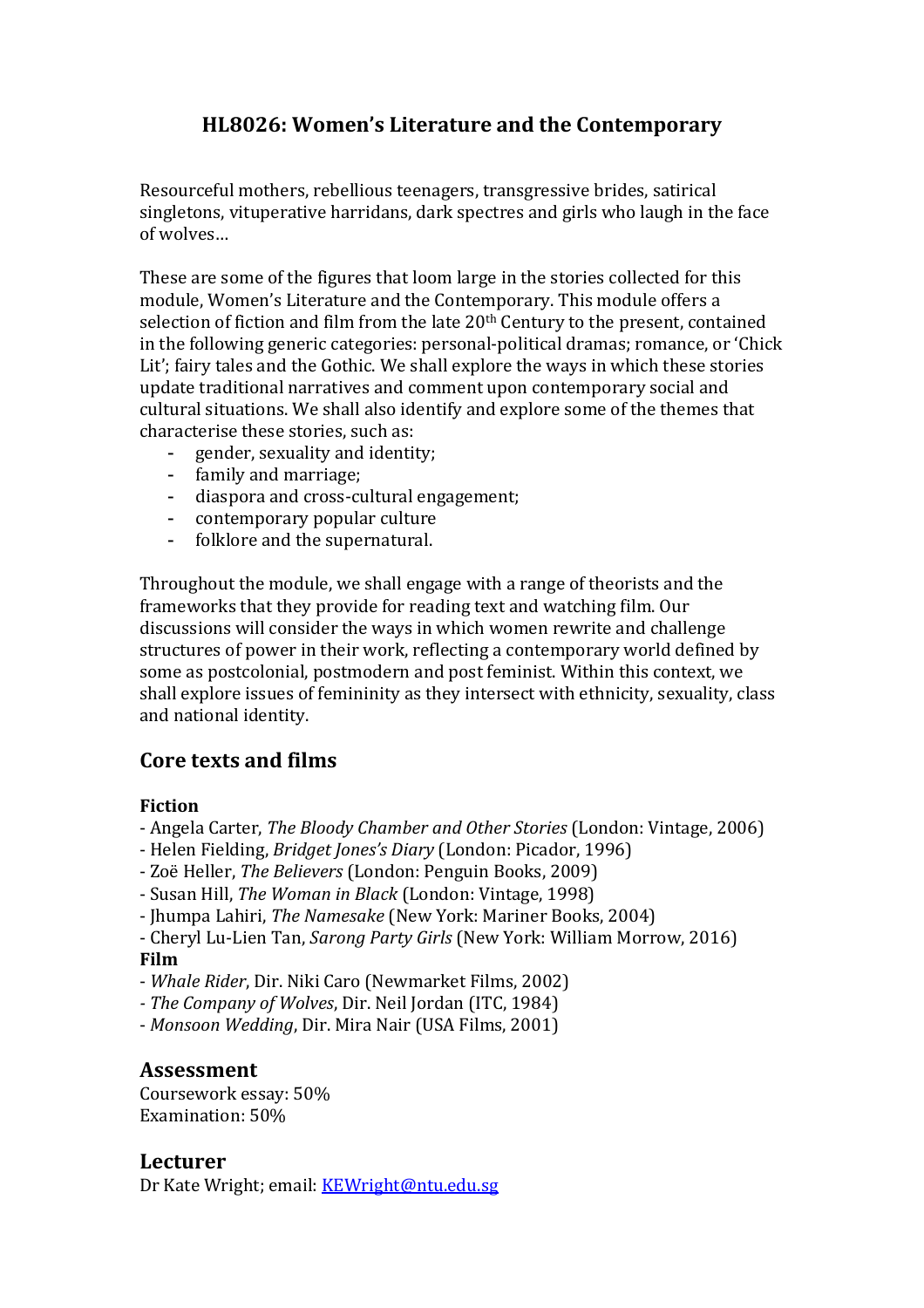# HL8026: Women's Literature and the Contemporary

Resourceful mothers, rebellious teenagers, transgressive brides, satirical singletons, vituperative harridans, dark spectres and girls who laugh in the face of wolves…

These are some of the figures that loom large in the stories collected for this module, Women's Literature and the Contemporary. This module offers a selection of fiction and film from the late 20th Century to the present, contained in the following generic categories: personal-political dramas; romance, or 'Chick Lit'; fairy tales and the Gothic. We shall explore the ways in which these stories update traditional narratives and comment upon contemporary social and cultural situations. We shall also identify and explore some of the themes that characterise these stories, such as:

- gender, sexuality and identity;
- family and marriage;
- diaspora and cross-cultural engagement;
- contemporary popular culture
- folklore and the supernatural.

Throughout the module, we shall engage with a range of theorists and the frameworks that they provide for reading text and watching film. Our discussions will consider the ways in which women rewrite and challenge structures of power in their work, reflecting a contemporary world defined by some as postcolonial, postmodern and post feminist. Within this context, we shall explore issues of femininity as they intersect with ethnicity, sexuality, class and national identity.

## Core texts and films

**Fiction**

- Angela Carter, *The Bloody Chamber and Other Stories* (London: Vintage, 2006)
- Helen Fielding, *Bridget Jones's Diary* (London: Picador, 1996)
- Zoë Heller, *The Believers* (London: Penguin Books, 2009)
- Susan Hill, *The Woman in Black* (London: Vintage, 1998)
- Jhumpa Lahiri, *The Namesake* (New York: Mariner Books, 2004)
- Cheryl Lu-Lien Tan, *Sarong Party Girls* (New York: William Morrow, 2016)

**Film**

- *Whale Rider*, Dir. Niki Caro (Newmarket Films, 2002)
- *The Company of Wolves*, Dir. Neil Jordan (ITC, 1984)
- *Monsoon Wedding*, Dir. Mira Nair (USA Films, 2001)

## Assessment

Coursework essay: 50%
Examination: 50%

## Lecturer

Dr Kate Wright; email: KEWright@ntu.edu.sg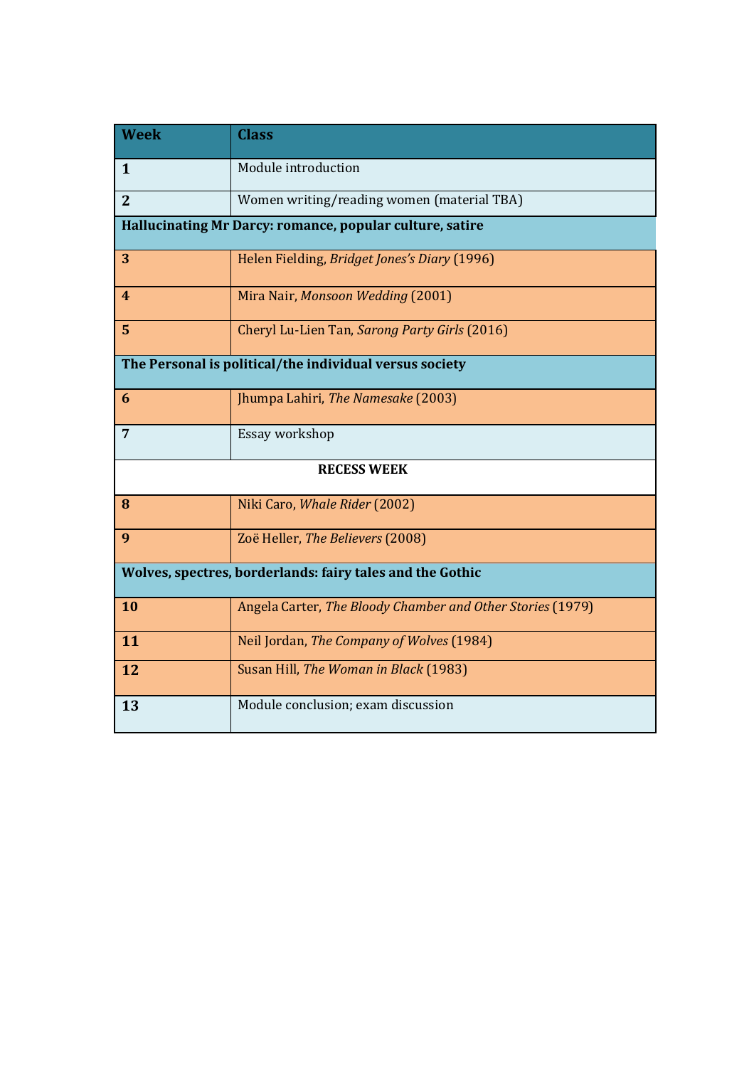| Week | Class |
|---|---|
| **1** | Module introduction |
| **2** | Women writing/reading women (material TBA) |
| **Hallucinating Mr Darcy: romance, popular culture, satire** | |
| **3** | Helen Fielding, *Bridget Jones's Diary* (1996) |
| **4** | Mira Nair, *Monsoon Wedding* (2001) |
| **5** | Cheryl Lu-Lien Tan, *Sarong Party Girls* (2016) |
| **The Personal is political/the individual versus society** | |
| **6** | Jhumpa Lahiri, *The Namesake* (2003) |
| **7** | Essay workshop |
| **RECESS WEEK** | |
| **8** | Niki Caro, *Whale Rider* (2002) |
| **9** | Zoë Heller, *The Believers* (2008) |
| **Wolves, spectres, borderlands: fairy tales and the Gothic** | |
| **10** | Angela Carter, *The Bloody Chamber and Other Stories* (1979) |
| **11** | Neil Jordan, *The Company of Wolves* (1984) |
| **12** | Susan Hill, *The Woman in Black* (1983) |
| **13** | Module conclusion; exam discussion |